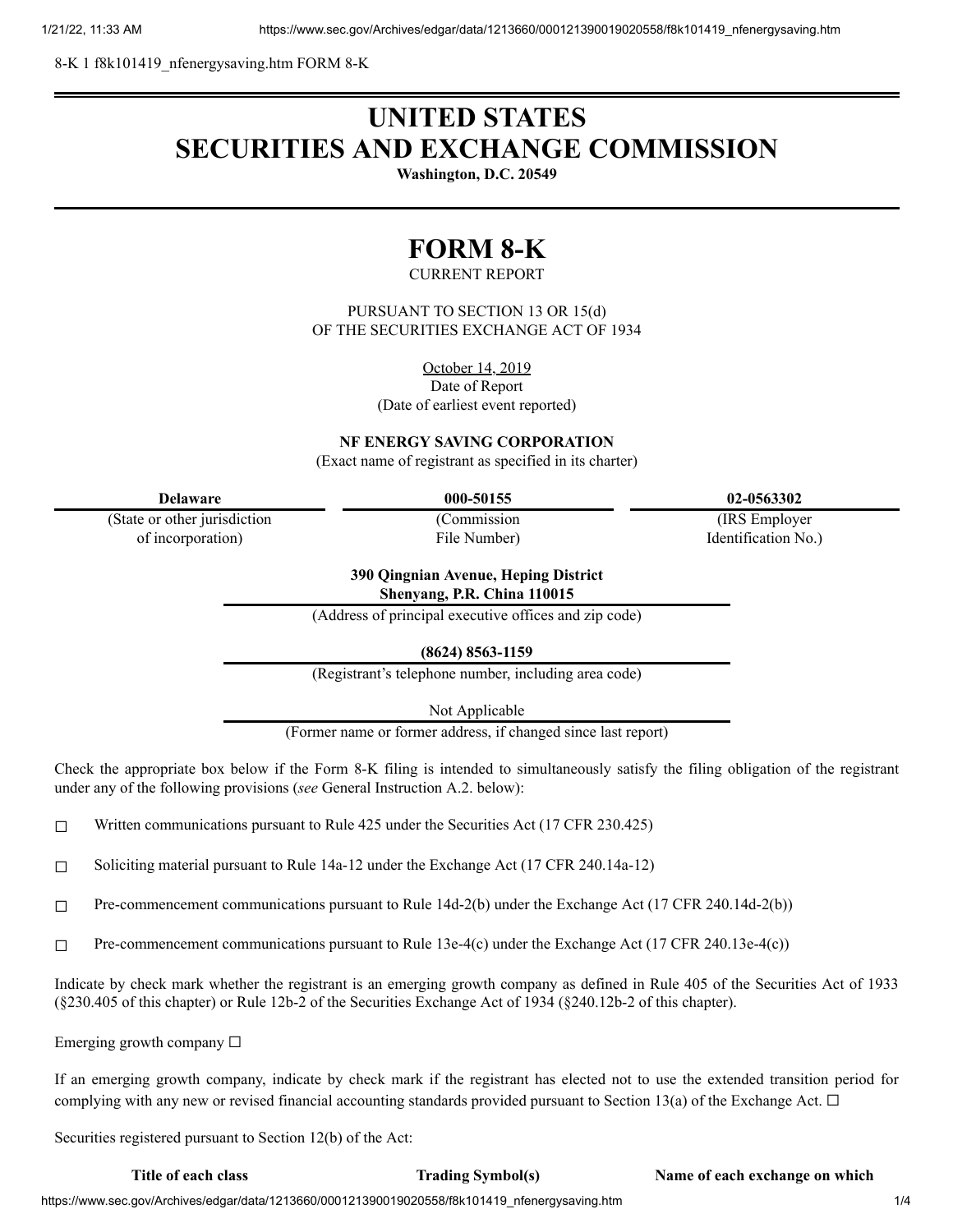8-K 1 f8k101419_nfenergysaving.htm FORM 8-K

# UNITED STATES
# SECURITIES AND EXCHANGE COMMISSION

**Washington, D.C. 20549**

# FORM 8-K

CURRENT REPORT

PURSUANT TO SECTION 13 OR 15(d)
OF THE SECURITIES EXCHANGE ACT OF 1934

October 14, 2019
Date of Report
(Date of earliest event reported)

**NF ENERGY SAVING CORPORATION**
(Exact name of registrant as specified in its charter)

| **Delaware** | **000-50155** | **02-0563302** |
|---|---|---|
| (State or other jurisdiction of incorporation) | (Commission File Number) | (IRS Employer Identification No.) |

**390 Qingnian Avenue, Heping District**
**Shenyang, P.R. China 110015**
(Address of principal executive offices and zip code)

**(8624) 8563-1159**
(Registrant's telephone number, including area code)

Not Applicable
(Former name or former address, if changed since last report)

Check the appropriate box below if the Form 8-K filing is intended to simultaneously satisfy the filing obligation of the registrant under any of the following provisions (*see* General Instruction A.2. below):

☐ Written communications pursuant to Rule 425 under the Securities Act (17 CFR 230.425)

☐ Soliciting material pursuant to Rule 14a-12 under the Exchange Act (17 CFR 240.14a-12)

☐ Pre-commencement communications pursuant to Rule 14d-2(b) under the Exchange Act (17 CFR 240.14d-2(b))

☐ Pre-commencement communications pursuant to Rule 13e-4(c) under the Exchange Act (17 CFR 240.13e-4(c))

Indicate by check mark whether the registrant is an emerging growth company as defined in Rule 405 of the Securities Act of 1933 (§230.405 of this chapter) or Rule 12b-2 of the Securities Exchange Act of 1934 (§240.12b-2 of this chapter).

Emerging growth company ☐

If an emerging growth company, indicate by check mark if the registrant has elected not to use the extended transition period for complying with any new or revised financial accounting standards provided pursuant to Section 13(a) of the Exchange Act. ☐

Securities registered pursuant to Section 12(b) of the Act:

| **Title of each class** | **Trading Symbol(s)** | **Name of each exchange on which** |
|---|---|---|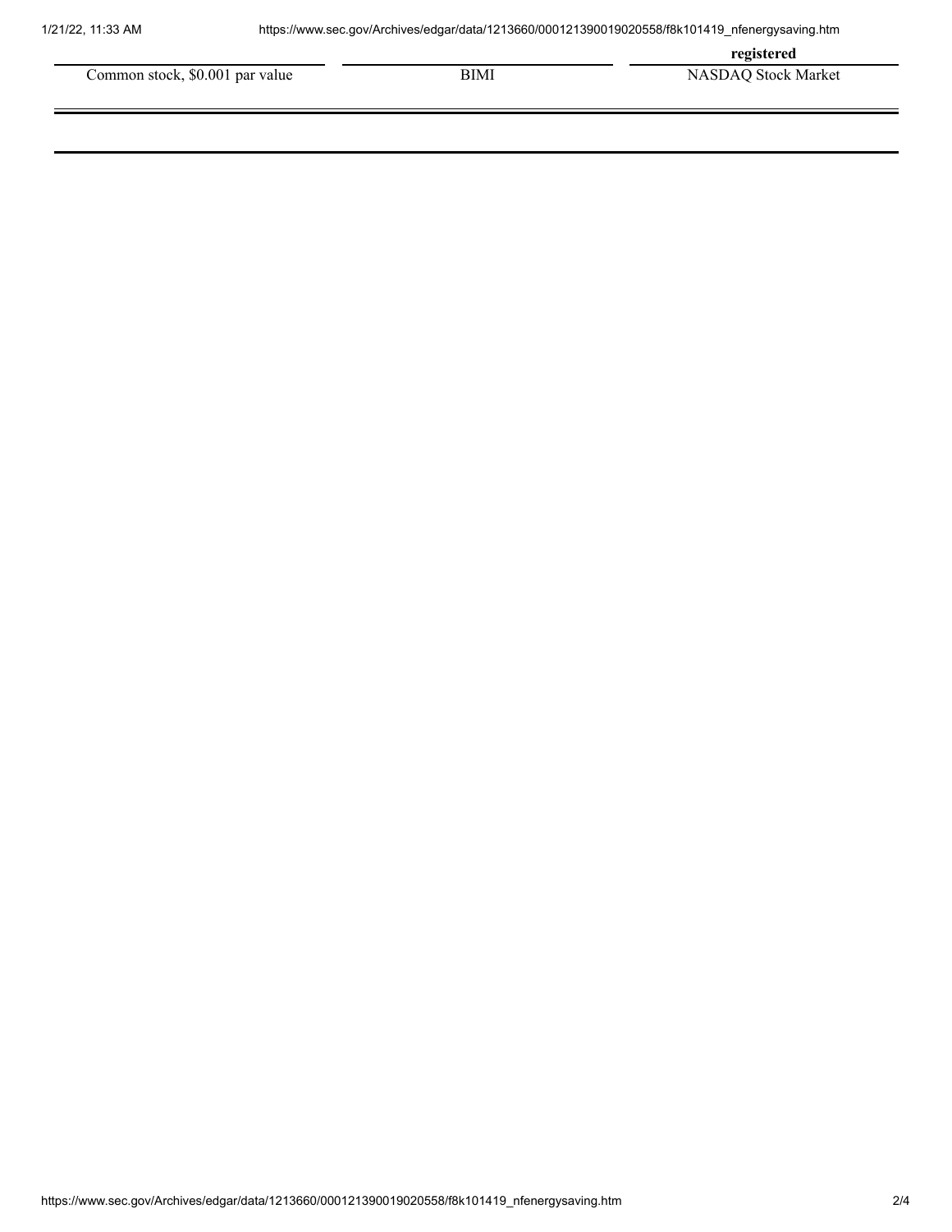| | | registered |
|---|---|---|
| Common stock, $0.001 par value | BIMI | NASDAQ Stock Market |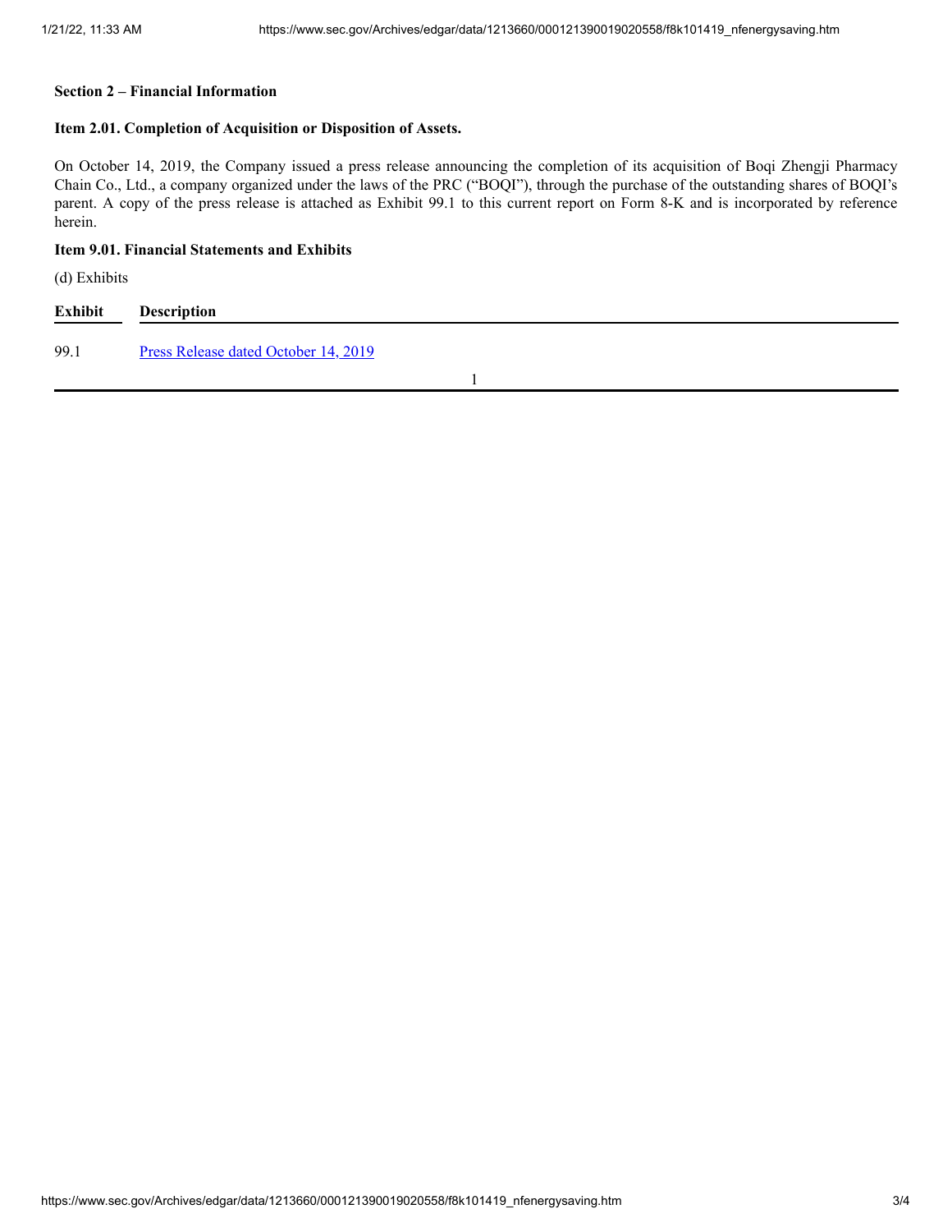**Section 2 – Financial Information**

**Item 2.01. Completion of Acquisition or Disposition of Assets.**

On October 14, 2019, the Company issued a press release announcing the completion of its acquisition of Boqi Zhengji Pharmacy Chain Co., Ltd., a company organized under the laws of the PRC ("BOQI"), through the purchase of the outstanding shares of BOQI's parent. A copy of the press release is attached as Exhibit 99.1 to this current report on Form 8-K and is incorporated by reference herein.

**Item 9.01. Financial Statements and Exhibits**

(d) Exhibits

| Exhibit | Description |
| --- | --- |
| 99.1 | Press Release dated October 14, 2019 |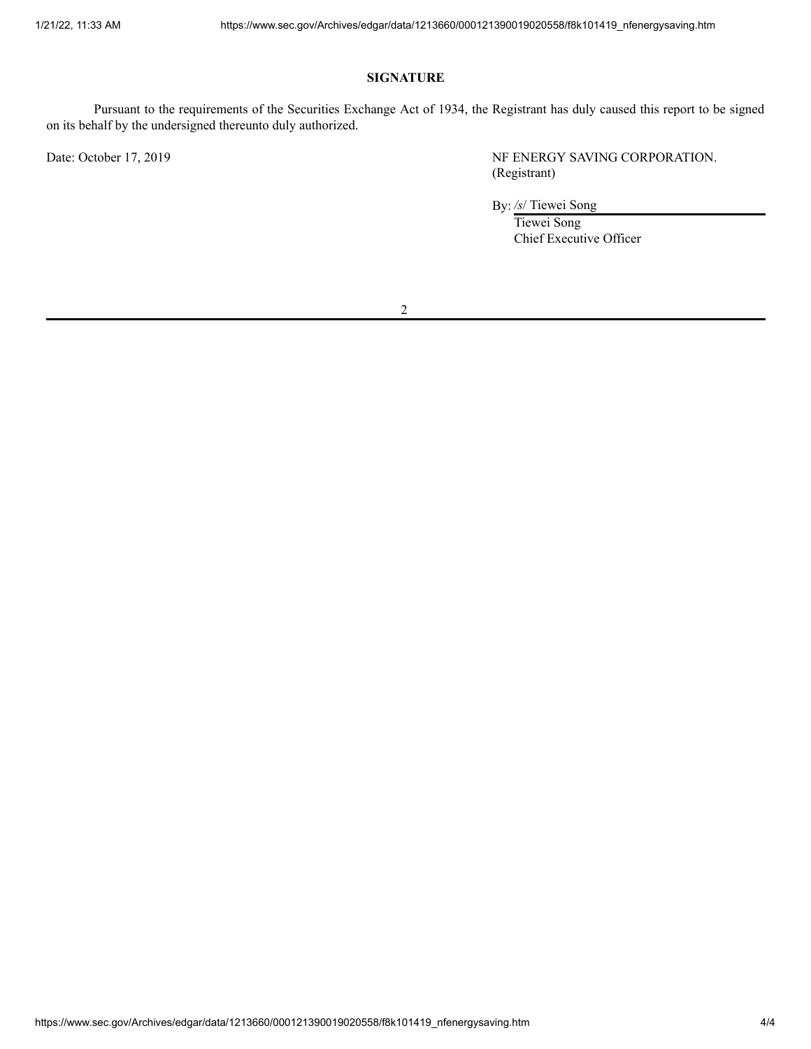## SIGNATURE

Pursuant to the requirements of the Securities Exchange Act of 1934, the Registrant has duly caused this report to be signed on its behalf by the undersigned thereunto duly authorized.

Date: October 17, 2019

NF ENERGY SAVING CORPORATION.
(Registrant)

By: /s/ Tiewei Song
Tiewei Song
Chief Executive Officer